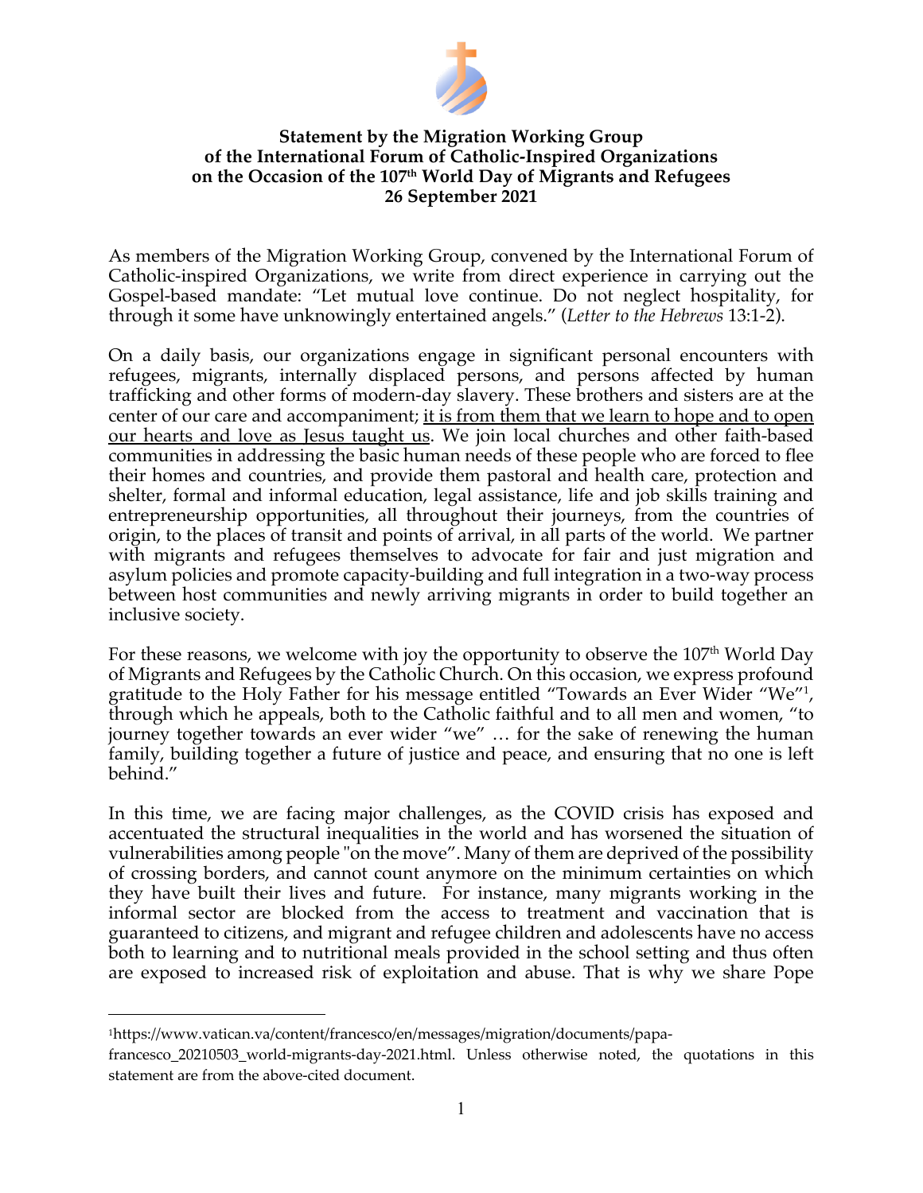**Statement by the Migration Working Group of the International Forum of Catholic-Inspired Organizations on the Occasion of the 107th World Day of Migrants and Refugees 26 September 2021**

As members of the Migration Working Group, convened by the International Forum of Catholic-inspired Organizations, we write from direct experience in carrying out the Gospel-based mandate: "Let mutual love continue. Do not neglect hospitality, for through it some have unknowingly entertained angels." (*Letter to the Hebrews* 13:1-2).

On a daily basis, our organizations engage in significant personal encounters with refugees, migrants, internally displaced persons, and persons affected by human trafficking and other forms of modern-day slavery. These brothers and sisters are at the center of our care and accompaniment; <u>it is from them that we learn to hope and to open our hearts and love as Jesus taught us</u>. We join local churches and other faith-based communities in addressing the basic human needs of these people who are forced to flee their homes and countries, and provide them pastoral and health care, protection and shelter, formal and informal education, legal assistance, life and job skills training and entrepreneurship opportunities, all throughout their journeys, from the countries of origin, to the places of transit and points of arrival, in all parts of the world. We partner with migrants and refugees themselves to advocate for fair and just migration and asylum policies and promote capacity-building and full integration in a two-way process between host communities and newly arriving migrants in order to build together an inclusive society.

For these reasons, we welcome with joy the opportunity to observe the 107th World Day of Migrants and Refugees by the Catholic Church. On this occasion, we express profound gratitude to the Holy Father for his message entitled "Towards an Ever Wider "We"[1], through which he appeals, both to the Catholic faithful and to all men and women, "to journey together towards an ever wider "we" … for the sake of renewing the human family, building together a future of justice and peace, and ensuring that no one is left behind."

In this time, we are facing major challenges, as the COVID crisis has exposed and accentuated the structural inequalities in the world and has worsened the situation of vulnerabilities among people "on the move". Many of them are deprived of the possibility of crossing borders, and cannot count anymore on the minimum certainties on which they have built their lives and future. For instance, many migrants working in the informal sector are blocked from the access to treatment and vaccination that is guaranteed to citizens, and migrant and refugee children and adolescents have no access both to learning and to nutritional meals provided in the school setting and thus often are exposed to increased risk of exploitation and abuse. That is why we share Pope

---

[1] https://www.vatican.va/content/francesco/en/messages/migration/documents/papa-francesco_20210503_world-migrants-day-2021.html. Unless otherwise noted, the quotations in this statement are from the above-cited document.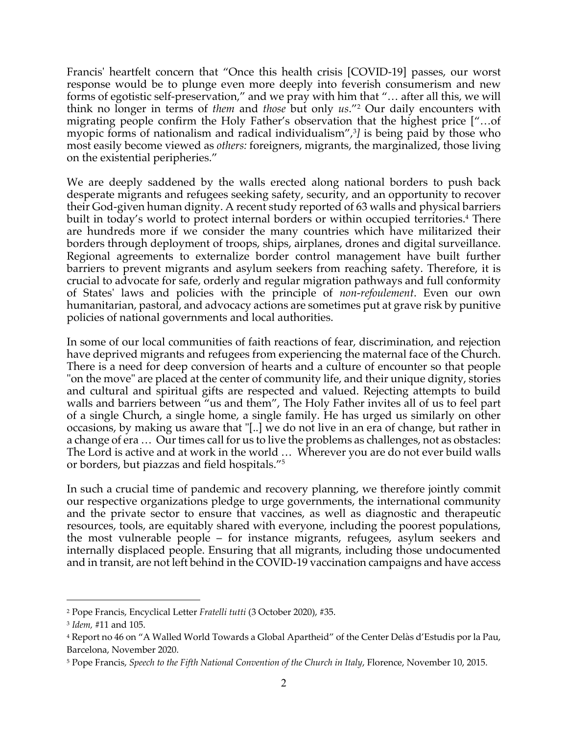Francis' heartfelt concern that "Once this health crisis [COVID-19] passes, our worst response would be to plunge even more deeply into feverish consumerism and new forms of egotistic self-preservation," and we pray with him that "… after all this, we will think no longer in terms of *them* and *those* but only *us*."[2] Our daily encounters with migrating people confirm the Holy Father's observation that the highest price ["…of myopic forms of nationalism and radical individualism",[3]*]* is being paid by those who most easily become viewed as *others:* foreigners, migrants, the marginalized, those living on the existential peripheries."

We are deeply saddened by the walls erected along national borders to push back desperate migrants and refugees seeking safety, security, and an opportunity to recover their God-given human dignity. A recent study reported of 63 walls and physical barriers built in today's world to protect internal borders or within occupied territories.[4] There are hundreds more if we consider the many countries which have militarized their borders through deployment of troops, ships, airplanes, drones and digital surveillance. Regional agreements to externalize border control management have built further barriers to prevent migrants and asylum seekers from reaching safety. Therefore, it is crucial to advocate for safe, orderly and regular migration pathways and full conformity of States' laws and policies with the principle of *non-refoulement*. Even our own humanitarian, pastoral, and advocacy actions are sometimes put at grave risk by punitive policies of national governments and local authorities.

In some of our local communities of faith reactions of fear, discrimination, and rejection have deprived migrants and refugees from experiencing the maternal face of the Church. There is a need for deep conversion of hearts and a culture of encounter so that people "on the move" are placed at the center of community life, and their unique dignity, stories and cultural and spiritual gifts are respected and valued. Rejecting attempts to build walls and barriers between "us and them", The Holy Father invites all of us to feel part of a single Church, a single home, a single family. He has urged us similarly on other occasions, by making us aware that "[..] we do not live in an era of change, but rather in a change of era … Our times call for us to live the problems as challenges, not as obstacles: The Lord is active and at work in the world … Wherever you are do not ever build walls or borders, but piazzas and field hospitals."[5]

In such a crucial time of pandemic and recovery planning, we therefore jointly commit our respective organizations pledge to urge governments, the international community and the private sector to ensure that vaccines, as well as diagnostic and therapeutic resources, tools, are equitably shared with everyone, including the poorest populations, the most vulnerable people – for instance migrants, refugees, asylum seekers and internally displaced people. Ensuring that all migrants, including those undocumented and in transit, are not left behind in the COVID-19 vaccination campaigns and have access

---

[2] Pope Francis, Encyclical Letter *Fratelli tutti* (3 October 2020), #35.

[3] *Idem,* #11 and 105.

[4] Report no 46 on "A Walled World Towards a Global Apartheid" of the Center Delàs d'Estudis por la Pau, Barcelona, November 2020.

[5] Pope Francis, *Speech to the Fifth National Convention of the Church in Italy*, Florence, November 10, 2015.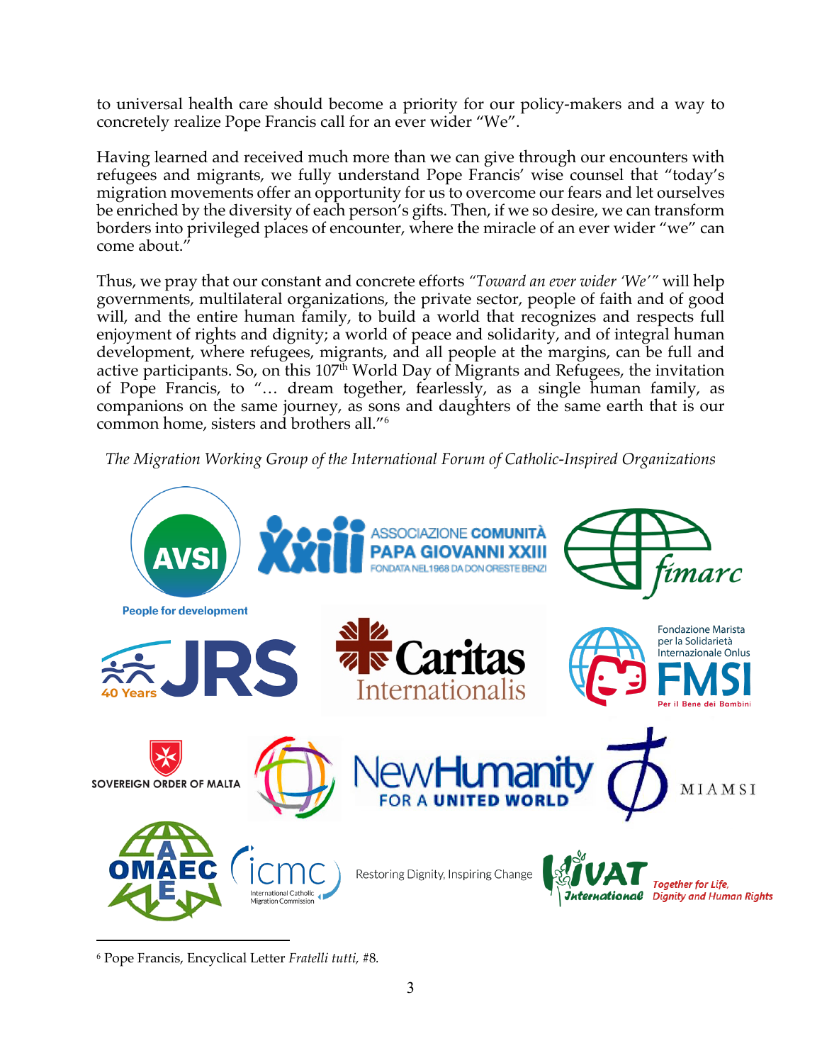to universal health care should become a priority for our policy-makers and a way to concretely realize Pope Francis call for an ever wider "We".

Having learned and received much more than we can give through our encounters with refugees and migrants, we fully understand Pope Francis' wise counsel that "today's migration movements offer an opportunity for us to overcome our fears and let ourselves be enriched by the diversity of each person's gifts. Then, if we so desire, we can transform borders into privileged places of encounter, where the miracle of an ever wider "we" can come about."

Thus, we pray that our constant and concrete efforts *"Toward an ever wider 'We'"* will help governments, multilateral organizations, the private sector, people of faith and of good will, and the entire human family, to build a world that recognizes and respects full enjoyment of rights and dignity; a world of peace and solidarity, and of integral human development, where refugees, migrants, and all people at the margins, can be full and active participants. So, on this 107th World Day of Migrants and Refugees, the invitation of Pope Francis, to "… dream together, fearlessly, as a single human family, as companions on the same journey, as sons and daughters of the same earth that is our common home, sisters and brothers all."[6]

*The Migration Working Group of the International Forum of Catholic-Inspired Organizations*

AVSI People for development

ASSOCIAZIONE COMUNITÀ PAPA GIOVANNI XXIII FONDATA NEL 1968 DA DON ORESTE BENZI

fimarc

JRS 40 Years

Caritas Internationalis

Fondazione Marista per la Solidarietà Internazionale Onlus FMSI Per il Bene dei Bambini

SOVEREIGN ORDER OF MALTA

NewHumanity FOR A UNITED WORLD

MIAMSI

OMAEC

icmc International Catholic Migration Commission

Restoring Dignity, Inspiring Change

VIVAT International Together for Life, Dignity and Human Rights

---

[6] Pope Francis, Encyclical Letter *Fratelli tutti,* #8.